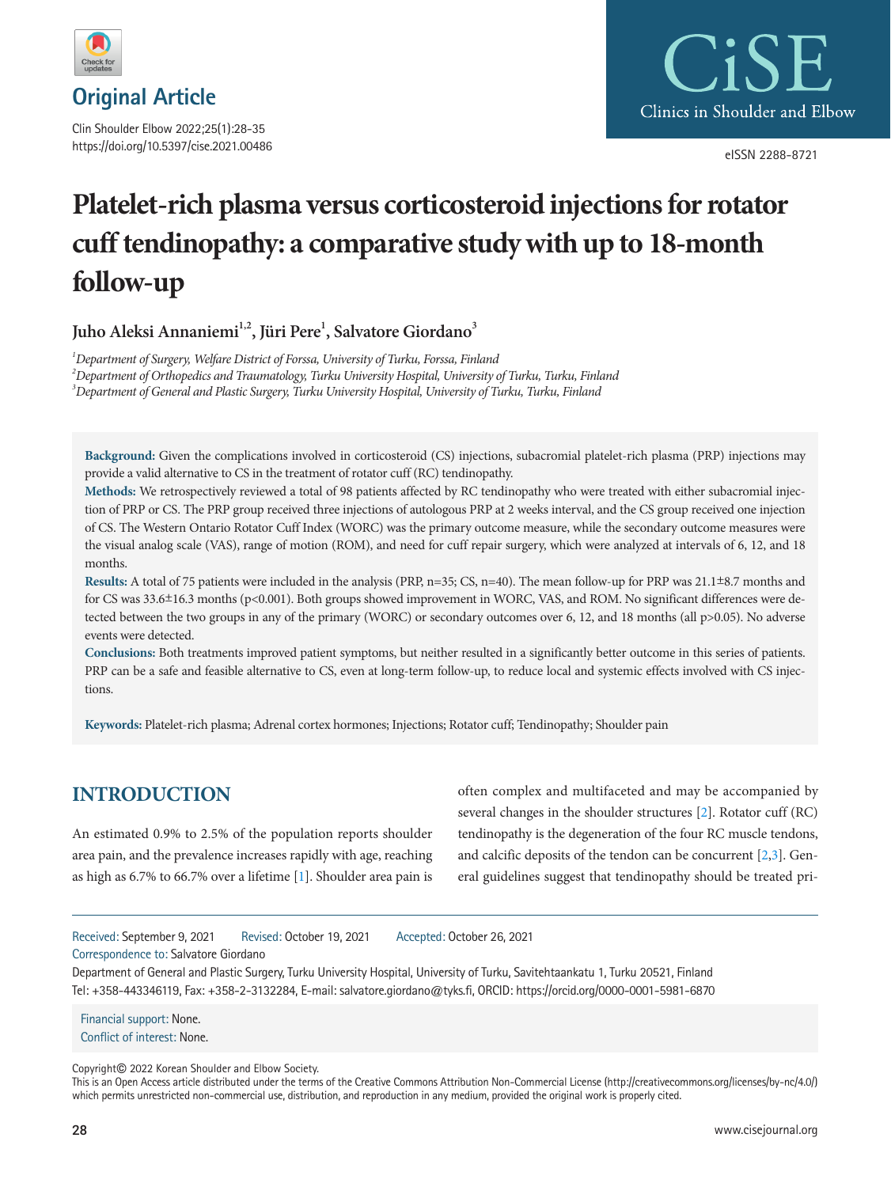## Original Article

https://doi.org/10.5397/cise.2021.00486

eISSN 2288-8721

# Platelet-rich plasma versus corticosteroid injections for rotator cuff tendinopathy: a comparative study with up to 18-month follow-up

**Juho Aleksi Annaniemi[1,2], Jüri Pere[1], Salvatore Giordano[3]**

[1]*Department of Surgery, Welfare District of Forssa, University of Turku, Forssa, Finland*
[2]*Department of Orthopedics and Traumatology, Turku University Hospital, University of Turku, Turku, Finland*
[3]*Department of General and Plastic Surgery, Turku University Hospital, University of Turku, Turku, Finland*

**Background:** Given the complications involved in corticosteroid (CS) injections, subacromial platelet-rich plasma (PRP) injections may provide a valid alternative to CS in the treatment of rotator cuff (RC) tendinopathy.
**Methods:** We retrospectively reviewed a total of 98 patients affected by RC tendinopathy who were treated with either subacromial injection of PRP or CS. The PRP group received three injections of autologous PRP at 2 weeks interval, and the CS group received one injection of CS. The Western Ontario Rotator Cuff Index (WORC) was the primary outcome measure, while the secondary outcome measures were the visual analog scale (VAS), range of motion (ROM), and need for cuff repair surgery, which were analyzed at intervals of 6, 12, and 18 months.
**Results:** A total of 75 patients were included in the analysis (PRP, n=35; CS, n=40). The mean follow-up for PRP was 21.1±8.7 months and for CS was 33.6±16.3 months (p<0.001). Both groups showed improvement in WORC, VAS, and ROM. No significant differences were detected between the two groups in any of the primary (WORC) or secondary outcomes over 6, 12, and 18 months (all p>0.05). No adverse events were detected.
**Conclusions:** Both treatments improved patient symptoms, but neither resulted in a significantly better outcome in this series of patients. PRP can be a safe and feasible alternative to CS, even at long-term follow-up, to reduce local and systemic effects involved with CS injections.

**Keywords:** Platelet-rich plasma; Adrenal cortex hormones; Injections; Rotator cuff; Tendinopathy; Shoulder pain

## INTRODUCTION

An estimated 0.9% to 2.5% of the population reports shoulder area pain, and the prevalence increases rapidly with age, reaching as high as 6.7% to 66.7% over a lifetime [1]. Shoulder area pain is often complex and multifaceted and may be accompanied by several changes in the shoulder structures [2]. Rotator cuff (RC) tendinopathy is the degeneration of the four RC muscle tendons, and calcific deposits of the tendon can be concurrent [2,3]. General guidelines suggest that tendinopathy should be treated pri-

Received: September 9, 2021 Revised: October 19, 2021 Accepted: October 26, 2021
Correspondence to: Salvatore Giordano
Department of General and Plastic Surgery, Turku University Hospital, University of Turku, Savitehtaankatu 1, Turku 20521, Finland
Tel: +358-443346119, Fax: +358-2-3132284, E-mail: salvatore.giordano@tyks.fi, ORCID: https://orcid.org/0000-0001-5981-6870

Financial support: None.
Conflict of interest: None.

Copyright© 2022 Korean Shoulder and Elbow Society.
This is an Open Access article distributed under the terms of the Creative Commons Attribution Non-Commercial License (http://creativecommons.org/licenses/by-nc/4.0/) which permits unrestricted non-commercial use, distribution, and reproduction in any medium, provided the original work is properly cited.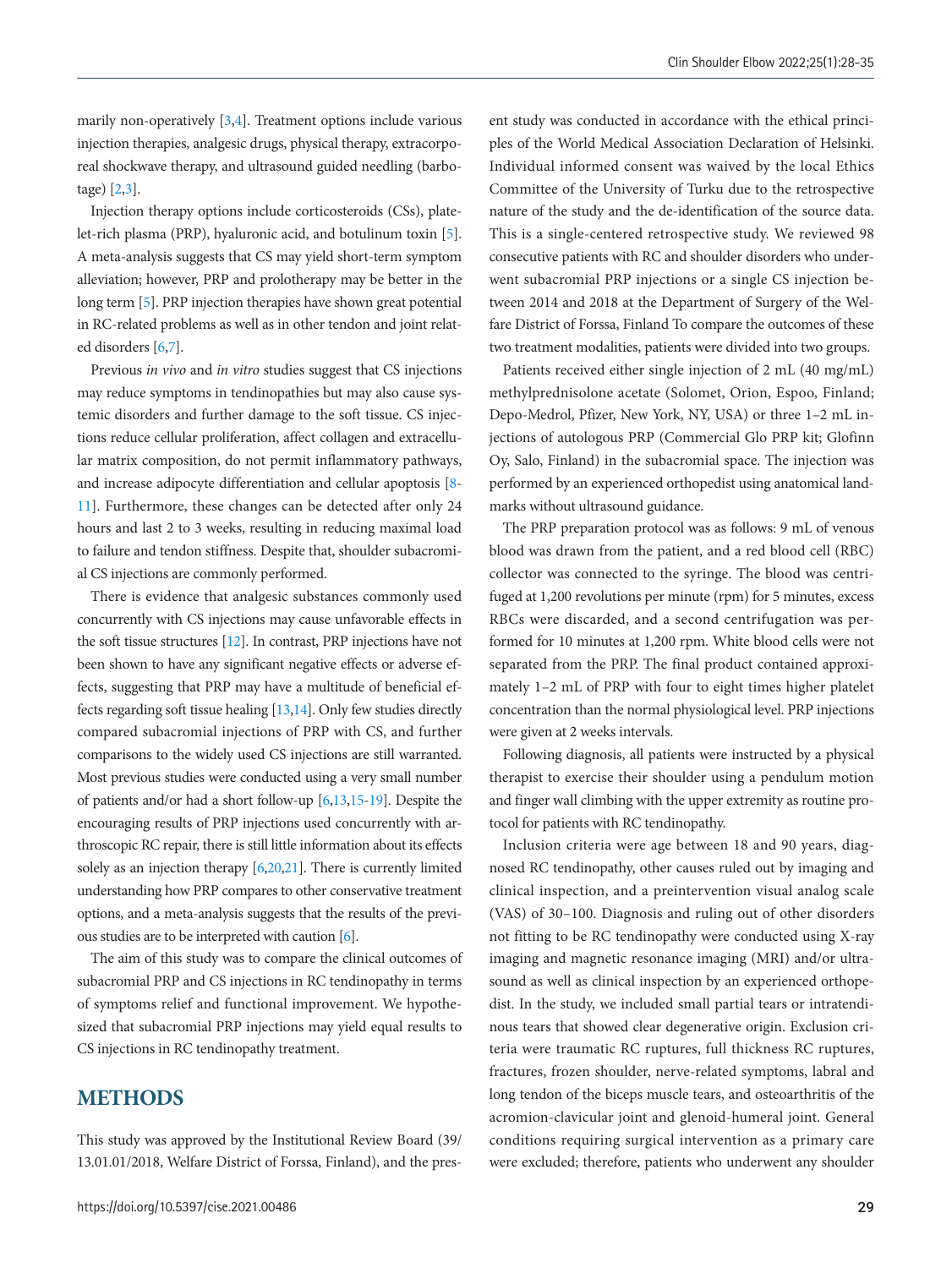marily non-operatively [3,4]. Treatment options include various injection therapies, analgesic drugs, physical therapy, extracorporeal shockwave therapy, and ultrasound guided needling (barbotage) [2,3].

Injection therapy options include corticosteroids (CSs), platelet-rich plasma (PRP), hyaluronic acid, and botulinum toxin [5]. A meta-analysis suggests that CS may yield short-term symptom alleviation; however, PRP and prolotherapy may be better in the long term [5]. PRP injection therapies have shown great potential in RC-related problems as well as in other tendon and joint related disorders [6,7].

Previous *in vivo* and *in vitro* studies suggest that CS injections may reduce symptoms in tendinopathies but may also cause systemic disorders and further damage to the soft tissue. CS injections reduce cellular proliferation, affect collagen and extracellular matrix composition, do not permit inflammatory pathways, and increase adipocyte differentiation and cellular apoptosis [8-11]. Furthermore, these changes can be detected after only 24 hours and last 2 to 3 weeks, resulting in reducing maximal load to failure and tendon stiffness. Despite that, shoulder subacromial CS injections are commonly performed.

There is evidence that analgesic substances commonly used concurrently with CS injections may cause unfavorable effects in the soft tissue structures [12]. In contrast, PRP injections have not been shown to have any significant negative effects or adverse effects, suggesting that PRP may have a multitude of beneficial effects regarding soft tissue healing [13,14]. Only few studies directly compared subacromial injections of PRP with CS, and further comparisons to the widely used CS injections are still warranted. Most previous studies were conducted using a very small number of patients and/or had a short follow-up [6,13,15-19]. Despite the encouraging results of PRP injections used concurrently with arthroscopic RC repair, there is still little information about its effects solely as an injection therapy [6,20,21]. There is currently limited understanding how PRP compares to other conservative treatment options, and a meta-analysis suggests that the results of the previous studies are to be interpreted with caution [6].

The aim of this study was to compare the clinical outcomes of subacromial PRP and CS injections in RC tendinopathy in terms of symptoms relief and functional improvement. We hypothesized that subacromial PRP injections may yield equal results to CS injections in RC tendinopathy treatment.

## METHODS

This study was approved by the Institutional Review Board (39/13.01.01/2018, Welfare District of Forssa, Finland), and the present study was conducted in accordance with the ethical principles of the World Medical Association Declaration of Helsinki. Individual informed consent was waived by the local Ethics Committee of the University of Turku due to the retrospective nature of the study and the de-identification of the source data. This is a single-centered retrospective study. We reviewed 98 consecutive patients with RC and shoulder disorders who underwent subacromial PRP injections or a single CS injection between 2014 and 2018 at the Department of Surgery of the Welfare District of Forssa, Finland To compare the outcomes of these two treatment modalities, patients were divided into two groups.

Patients received either single injection of 2 mL (40 mg/mL) methylprednisolone acetate (Solomet, Orion, Espoo, Finland; Depo-Medrol, Pfizer, New York, NY, USA) or three 1–2 mL injections of autologous PRP (Commercial Glo PRP kit; Glofinn Oy, Salo, Finland) in the subacromial space. The injection was performed by an experienced orthopedist using anatomical landmarks without ultrasound guidance.

The PRP preparation protocol was as follows: 9 mL of venous blood was drawn from the patient, and a red blood cell (RBC) collector was connected to the syringe. The blood was centrifuged at 1,200 revolutions per minute (rpm) for 5 minutes, excess RBCs were discarded, and a second centrifugation was performed for 10 minutes at 1,200 rpm. White blood cells were not separated from the PRP. The final product contained approximately 1–2 mL of PRP with four to eight times higher platelet concentration than the normal physiological level. PRP injections were given at 2 weeks intervals.

Following diagnosis, all patients were instructed by a physical therapist to exercise their shoulder using a pendulum motion and finger wall climbing with the upper extremity as routine protocol for patients with RC tendinopathy.

Inclusion criteria were age between 18 and 90 years, diagnosed RC tendinopathy, other causes ruled out by imaging and clinical inspection, and a preintervention visual analog scale (VAS) of 30–100. Diagnosis and ruling out of other disorders not fitting to be RC tendinopathy were conducted using X-ray imaging and magnetic resonance imaging (MRI) and/or ultrasound as well as clinical inspection by an experienced orthopedist. In the study, we included small partial tears or intratendinous tears that showed clear degenerative origin. Exclusion criteria were traumatic RC ruptures, full thickness RC ruptures, fractures, frozen shoulder, nerve-related symptoms, labral and long tendon of the biceps muscle tears, and osteoarthritis of the acromion-clavicular joint and glenoid-humeral joint. General conditions requiring surgical intervention as a primary care were excluded; therefore, patients who underwent any shoulder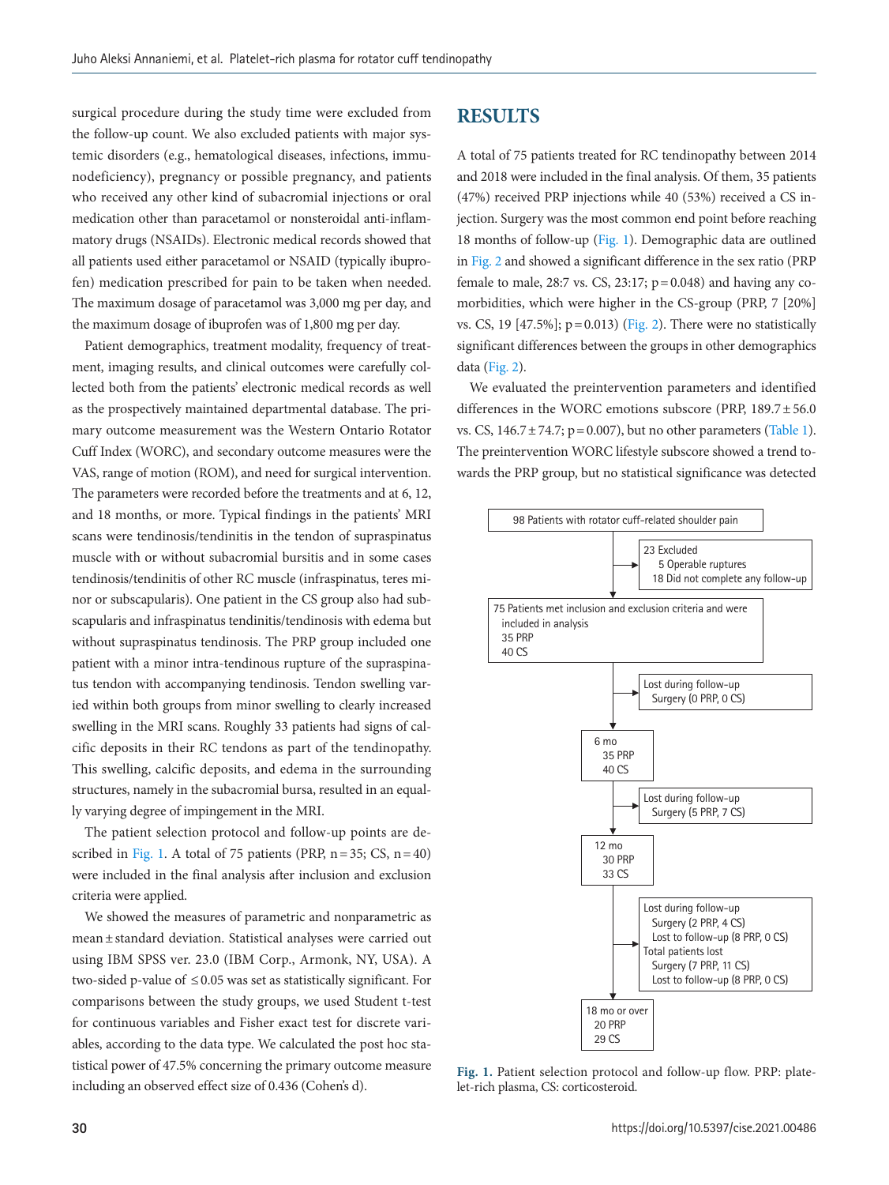surgical procedure during the study time were excluded from the follow-up count. We also excluded patients with major systemic disorders (e.g., hematological diseases, infections, immunodeficiency), pregnancy or possible pregnancy, and patients who received any other kind of subacromial injections or oral medication other than paracetamol or nonsteroidal anti-inflammatory drugs (NSAIDs). Electronic medical records showed that all patients used either paracetamol or NSAID (typically ibuprofen) medication prescribed for pain to be taken when needed. The maximum dosage of paracetamol was 3,000 mg per day, and the maximum dosage of ibuprofen was of 1,800 mg per day.

Patient demographics, treatment modality, frequency of treatment, imaging results, and clinical outcomes were carefully collected both from the patients' electronic medical records as well as the prospectively maintained departmental database. The primary outcome measurement was the Western Ontario Rotator Cuff Index (WORC), and secondary outcome measures were the VAS, range of motion (ROM), and need for surgical intervention. The parameters were recorded before the treatments and at 6, 12, and 18 months, or more. Typical findings in the patients' MRI scans were tendinosis/tendinitis in the tendon of supraspinatus muscle with or without subacromial bursitis and in some cases tendinosis/tendinitis of other RC muscle (infraspinatus, teres minor or subscapularis). One patient in the CS group also had subscapularis and infraspinatus tendinitis/tendinosis with edema but without supraspinatus tendinosis. The PRP group included one patient with a minor intra-tendinous rupture of the supraspinatus tendon with accompanying tendinosis. Tendon swelling varied within both groups from minor swelling to clearly increased swelling in the MRI scans. Roughly 33 patients had signs of calcific deposits in their RC tendons as part of the tendinopathy. This swelling, calcific deposits, and edema in the surrounding structures, namely in the subacromial bursa, resulted in an equally varying degree of impingement in the MRI.

The patient selection protocol and follow-up points are described in Fig. 1. A total of 75 patients (PRP, n = 35; CS, n = 40) were included in the final analysis after inclusion and exclusion criteria were applied.

We showed the measures of parametric and nonparametric as mean ± standard deviation. Statistical analyses were carried out using IBM SPSS ver. 23.0 (IBM Corp., Armonk, NY, USA). A two-sided p-value of ≤ 0.05 was set as statistically significant. For comparisons between the study groups, we used Student t-test for continuous variables and Fisher exact test for discrete variables, according to the data type. We calculated the post hoc statistical power of 47.5% concerning the primary outcome measure including an observed effect size of 0.436 (Cohen's d).

# RESULTS

A total of 75 patients treated for RC tendinopathy between 2014 and 2018 were included in the final analysis. Of them, 35 patients (47%) received PRP injections while 40 (53%) received a CS injection. Surgery was the most common end point before reaching 18 months of follow-up (Fig. 1). Demographic data are outlined in Fig. 2 and showed a significant difference in the sex ratio (PRP female to male, 28:7 vs. CS, 23:17; p = 0.048) and having any comorbidities, which were higher in the CS-group (PRP, 7 [20%] vs. CS, 19 [47.5%]; p = 0.013) (Fig. 2). There were no statistically significant differences between the groups in other demographics data (Fig. 2).

We evaluated the preintervention parameters and identified differences in the WORC emotions subscore (PRP, 189.7 ± 56.0 vs. CS, 146.7 ± 74.7; p = 0.007), but no other parameters (Table 1). The preintervention WORC lifestyle subscore showed a trend towards the PRP group, but no statistical significance was detected

98 Patients with rotator cuff-related shoulder pain

23 Excluded
- 5 Operable ruptures
- 18 Did not complete any follow-up

75 Patients met inclusion and exclusion criteria and were included in analysis
- 35 PRP
- 40 CS

Lost during follow-up
- Surgery (0 PRP, 0 CS)

6 mo
- 35 PRP
- 40 CS

Lost during follow-up
- Surgery (5 PRP, 7 CS)

12 mo
- 30 PRP
- 33 CS

Lost during follow-up
- Surgery (2 PRP, 4 CS)
- Lost to follow-up (8 PRP, 0 CS)

Total patients lost
- Surgery (7 PRP, 11 CS)
- Lost to follow-up (8 PRP, 0 CS)

18 mo or over
- 20 PRP
- 29 CS

**Fig. 1.** Patient selection protocol and follow-up flow. PRP: platelet-rich plasma, CS: corticosteroid.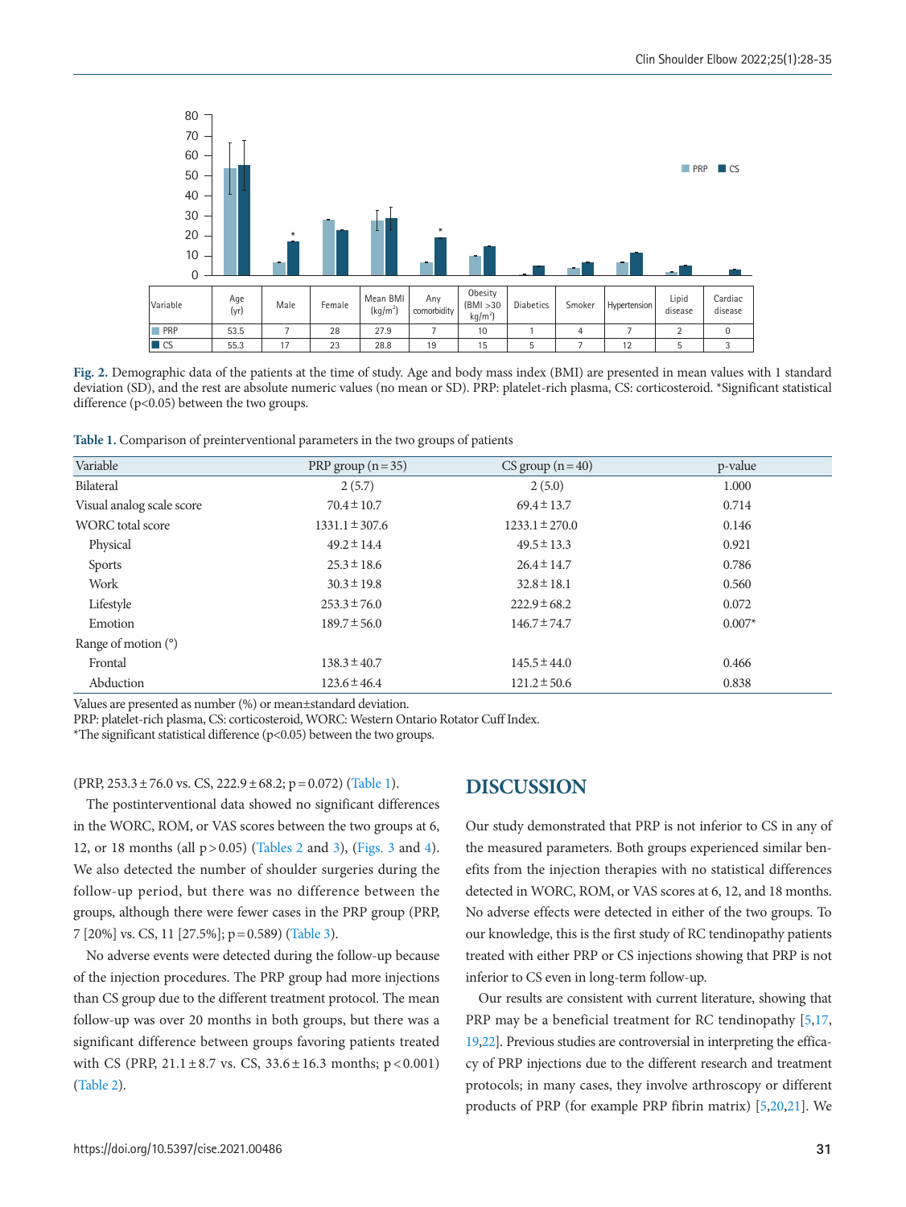| Variable | Age (yr) | Male | Female | Mean BMI ($kg/m^2$) | Any comorbidity | Obesity (BMI >30 $kg/m^2$) | Diabetics | Smoker | Hypertension | Lipid disease | Cardiac disease |
|---|---|---|---|---|---|---|---|---|---|---|---|
| PRP | 53.5 | 7 | 28 | 27.9 | 7 | 10 | 1 | 4 | 7 | 2 | 0 |
| CS | 55.3 | 17 | 23 | 28.8 | 19 | 15 | 5 | 7 | 12 | 5 | 3 |

**Fig. 2.** Demographic data of the patients at the time of study. Age and body mass index (BMI) are presented in mean values with 1 standard deviation (SD), and the rest are absolute numeric values (no mean or SD). PRP: platelet-rich plasma, CS: corticosteroid. *Significant statistical difference (p<0.05) between the two groups.

**Table 1.** Comparison of preinterventional parameters in the two groups of patients

| Variable | PRP group (n = 35) | CS group (n = 40) | p-value |
|---|---|---|---|
| Bilateral | 2 (5.7) | 2 (5.0) | 1.000 |
| Visual analog scale score | 70.4 ± 10.7 | 69.4 ± 13.7 | 0.714 |
| WORC total score | 1331.1 ± 307.6 | 1233.1 ± 270.0 | 0.146 |
| Physical | 49.2 ± 14.4 | 49.5 ± 13.3 | 0.921 |
| Sports | 25.3 ± 18.6 | 26.4 ± 14.7 | 0.786 |
| Work | 30.3 ± 19.8 | 32.8 ± 18.1 | 0.560 |
| Lifestyle | 253.3 ± 76.0 | 222.9 ± 68.2 | 0.072 |
| Emotion | 189.7 ± 56.0 | 146.7 ± 74.7 | 0.007* |
| Range of motion (°) | | | |
| Frontal | 138.3 ± 40.7 | 145.5 ± 44.0 | 0.466 |
| Abduction | 123.6 ± 46.4 | 121.2 ± 50.6 | 0.838 |

Values are presented as number (%) or mean±standard deviation.
PRP: platelet-rich plasma, CS: corticosteroid, WORC: Western Ontario Rotator Cuff Index.
*The significant statistical difference (p<0.05) between the two groups.

(PRP, 253.3 ± 76.0 vs. CS, 222.9 ± 68.2; p = 0.072) (Table 1).

The postinterventional data showed no significant differences in the WORC, ROM, or VAS scores between the two groups at 6, 12, or 18 months (all p > 0.05) (Tables 2 and 3), (Figs. 3 and 4). We also detected the number of shoulder surgeries during the follow-up period, but there was no difference between the groups, although there were fewer cases in the PRP group (PRP, 7 [20%] vs. CS, 11 [27.5%]; p = 0.589) (Table 3).

No adverse events were detected during the follow-up because of the injection procedures. The PRP group had more injections than CS group due to the different treatment protocol. The mean follow-up was over 20 months in both groups, but there was a significant difference between groups favoring patients treated with CS (PRP, 21.1 ± 8.7 vs. CS, 33.6 ± 16.3 months; p < 0.001) (Table 2).

## DISCUSSION

Our study demonstrated that PRP is not inferior to CS in any of the measured parameters. Both groups experienced similar benefits from the injection therapies with no statistical differences detected in WORC, ROM, or VAS scores at 6, 12, and 18 months. No adverse effects were detected in either of the two groups. To our knowledge, this is the first study of RC tendinopathy patients treated with either PRP or CS injections showing that PRP is not inferior to CS even in long-term follow-up.

Our results are consistent with current literature, showing that PRP may be a beneficial treatment for RC tendinopathy [5,17,19,22]. Previous studies are controversial in interpreting the efficacy of PRP injections due to the different research and treatment protocols; in many cases, they involve arthroscopy or different products of PRP (for example PRP fibrin matrix) [5,20,21]. We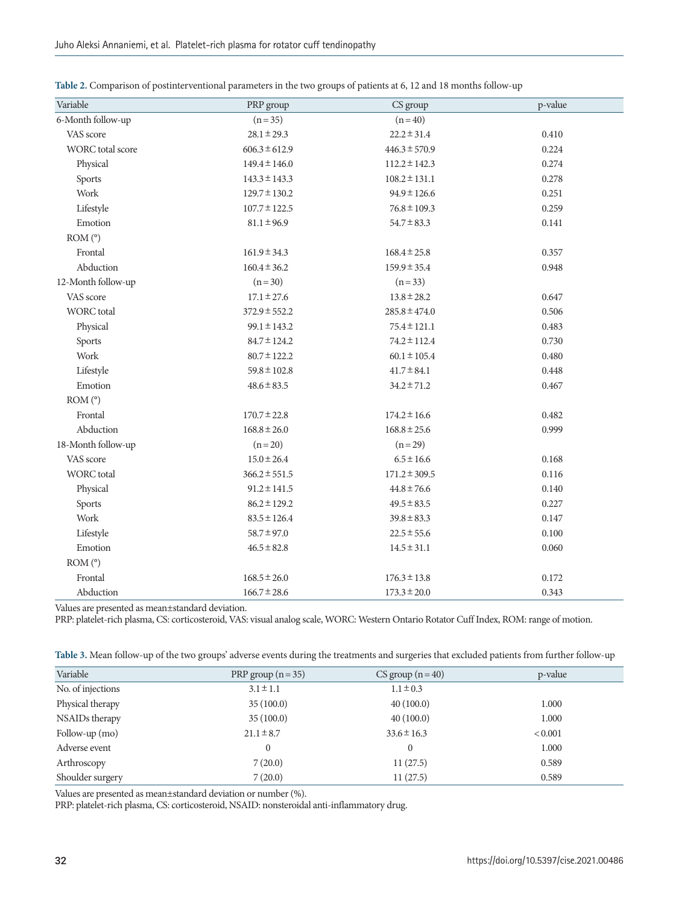**Table 2.** Comparison of postinterventional parameters in the two groups of patients at 6, 12 and 18 months follow-up

| Variable | PRP group | CS group | p-value |
|---|---|---|---|
| 6-Month follow-up | (n = 35) | (n = 40) | |
| VAS score | 28.1 ± 29.3 | 22.2 ± 31.4 | 0.410 |
| WORC total score | 606.3 ± 612.9 | 446.3 ± 570.9 | 0.224 |
| Physical | 149.4 ± 146.0 | 112.2 ± 142.3 | 0.274 |
| Sports | 143.3 ± 143.3 | 108.2 ± 131.1 | 0.278 |
| Work | 129.7 ± 130.2 | 94.9 ± 126.6 | 0.251 |
| Lifestyle | 107.7 ± 122.5 | 76.8 ± 109.3 | 0.259 |
| Emotion | 81.1 ± 96.9 | 54.7 ± 83.3 | 0.141 |
| ROM (°) | | | |
| Frontal | 161.9 ± 34.3 | 168.4 ± 25.8 | 0.357 |
| Abduction | 160.4 ± 36.2 | 159.9 ± 35.4 | 0.948 |
| 12-Month follow-up | (n = 30) | (n = 33) | |
| VAS score | 17.1 ± 27.6 | 13.8 ± 28.2 | 0.647 |
| WORC total | 372.9 ± 552.2 | 285.8 ± 474.0 | 0.506 |
| Physical | 99.1 ± 143.2 | 75.4 ± 121.1 | 0.483 |
| Sports | 84.7 ± 124.2 | 74.2 ± 112.4 | 0.730 |
| Work | 80.7 ± 122.2 | 60.1 ± 105.4 | 0.480 |
| Lifestyle | 59.8 ± 102.8 | 41.7 ± 84.1 | 0.448 |
| Emotion | 48.6 ± 83.5 | 34.2 ± 71.2 | 0.467 |
| ROM (°) | | | |
| Frontal | 170.7 ± 22.8 | 174.2 ± 16.6 | 0.482 |
| Abduction | 168.8 ± 26.0 | 168.8 ± 25.6 | 0.999 |
| 18-Month follow-up | (n = 20) | (n = 29) | |
| VAS score | 15.0 ± 26.4 | 6.5 ± 16.6 | 0.168 |
| WORC total | 366.2 ± 551.5 | 171.2 ± 309.5 | 0.116 |
| Physical | 91.2 ± 141.5 | 44.8 ± 76.6 | 0.140 |
| Sports | 86.2 ± 129.2 | 49.5 ± 83.5 | 0.227 |
| Work | 83.5 ± 126.4 | 39.8 ± 83.3 | 0.147 |
| Lifestyle | 58.7 ± 97.0 | 22.5 ± 55.6 | 0.100 |
| Emotion | 46.5 ± 82.8 | 14.5 ± 31.1 | 0.060 |
| ROM (°) | | | |
| Frontal | 168.5 ± 26.0 | 176.3 ± 13.8 | 0.172 |
| Abduction | 166.7 ± 28.6 | 173.3 ± 20.0 | 0.343 |

Values are presented as mean±standard deviation.
PRP: platelet-rich plasma, CS: corticosteroid, VAS: visual analog scale, WORC: Western Ontario Rotator Cuff Index, ROM: range of motion.

**Table 3.** Mean follow-up of the two groups' adverse events during the treatments and surgeries that excluded patients from further follow-up

| Variable | PRP group (n = 35) | CS group (n = 40) | p-value |
|---|---|---|---|
| No. of injections | 3.1 ± 1.1 | 1.1 ± 0.3 | |
| Physical therapy | 35 (100.0) | 40 (100.0) | 1.000 |
| NSAIDs therapy | 35 (100.0) | 40 (100.0) | 1.000 |
| Follow-up (mo) | 21.1 ± 8.7 | 33.6 ± 16.3 | < 0.001 |
| Adverse event | 0 | 0 | 1.000 |
| Arthroscopy | 7 (20.0) | 11 (27.5) | 0.589 |
| Shoulder surgery | 7 (20.0) | 11 (27.5) | 0.589 |

Values are presented as mean±standard deviation or number (%).
PRP: platelet-rich plasma, CS: corticosteroid, NSAID: nonsteroidal anti-inflammatory drug.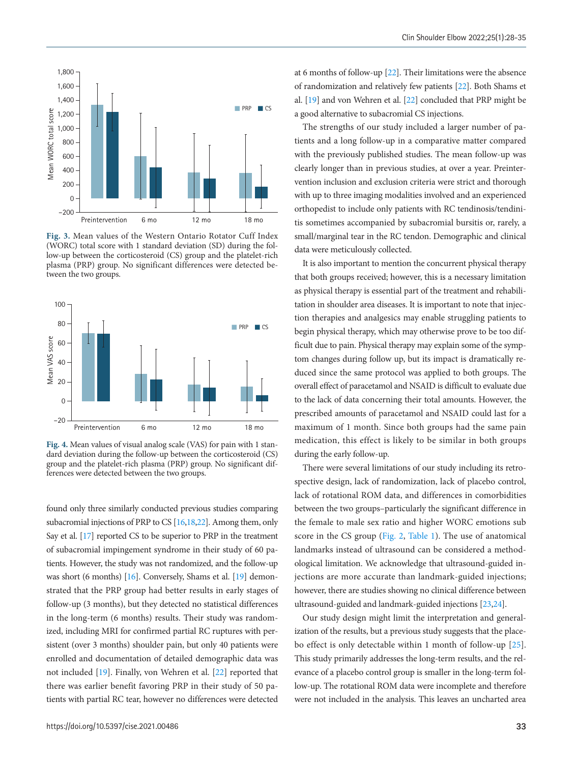Fig. 3. Mean values of the Western Ontario Rotator Cuff Index (WORC) total score with 1 standard deviation (SD) during the follow-up between the corticosteroid (CS) group and the platelet-rich plasma (PRP) group. No significant differences were detected between the two groups.

Fig. 4. Mean values of visual analog scale (VAS) for pain with 1 standard deviation during the follow-up between the corticosteroid (CS) group and the platelet-rich plasma (PRP) group. No significant differences were detected between the two groups.

found only three similarly conducted previous studies comparing subacromial injections of PRP to CS [16,18,22]. Among them, only Say et al. [17] reported CS to be superior to PRP in the treatment of subacromial impingement syndrome in their study of 60 patients. However, the study was not randomized, and the follow-up was short (6 months) [16]. Conversely, Shams et al. [19] demonstrated that the PRP group had better results in early stages of follow-up (3 months), but they detected no statistical differences in the long-term (6 months) results. Their study was randomized, including MRI for confirmed partial RC ruptures with persistent (over 3 months) shoulder pain, but only 40 patients were enrolled and documentation of detailed demographic data was not included [19]. Finally, von Wehren et al. [22] reported that there was earlier benefit favoring PRP in their study of 50 patients with partial RC tear, however no differences were detected at 6 months of follow-up [22]. Their limitations were the absence of randomization and relatively few patients [22]. Both Shams et al. [19] and von Wehren et al. [22] concluded that PRP might be a good alternative to subacromial CS injections.

The strengths of our study included a larger number of patients and a long follow-up in a comparative matter compared with the previously published studies. The mean follow-up was clearly longer than in previous studies, at over a year. Preintervention inclusion and exclusion criteria were strict and thorough with up to three imaging modalities involved and an experienced orthopedist to include only patients with RC tendinosis/tendinitis sometimes accompanied by subacromial bursitis or, rarely, a small/marginal tear in the RC tendon. Demographic and clinical data were meticulously collected.

It is also important to mention the concurrent physical therapy that both groups received; however, this is a necessary limitation as physical therapy is essential part of the treatment and rehabilitation in shoulder area diseases. It is important to note that injection therapies and analgesics may enable struggling patients to begin physical therapy, which may otherwise prove to be too difficult due to pain. Physical therapy may explain some of the symptom changes during follow up, but its impact is dramatically reduced since the same protocol was applied to both groups. The overall effect of paracetamol and NSAID is difficult to evaluate due to the lack of data concerning their total amounts. However, the prescribed amounts of paracetamol and NSAID could last for a maximum of 1 month. Since both groups had the same pain medication, this effect is likely to be similar in both groups during the early follow-up.

There were several limitations of our study including its retrospective design, lack of randomization, lack of placebo control, lack of rotational ROM data, and differences in comorbidities between the two groups–particularly the significant difference in the female to male sex ratio and higher WORC emotions sub score in the CS group (Fig. 2, Table 1). The use of anatomical landmarks instead of ultrasound can be considered a methodological limitation. We acknowledge that ultrasound-guided injections are more accurate than landmark-guided injections; however, there are studies showing no clinical difference between ultrasound-guided and landmark-guided injections [23,24].

Our study design might limit the interpretation and generalization of the results, but a previous study suggests that the placebo effect is only detectable within 1 month of follow-up [25]. This study primarily addresses the long-term results, and the relevance of a placebo control group is smaller in the long-term follow-up. The rotational ROM data were incomplete and therefore were not included in the analysis. This leaves an uncharted area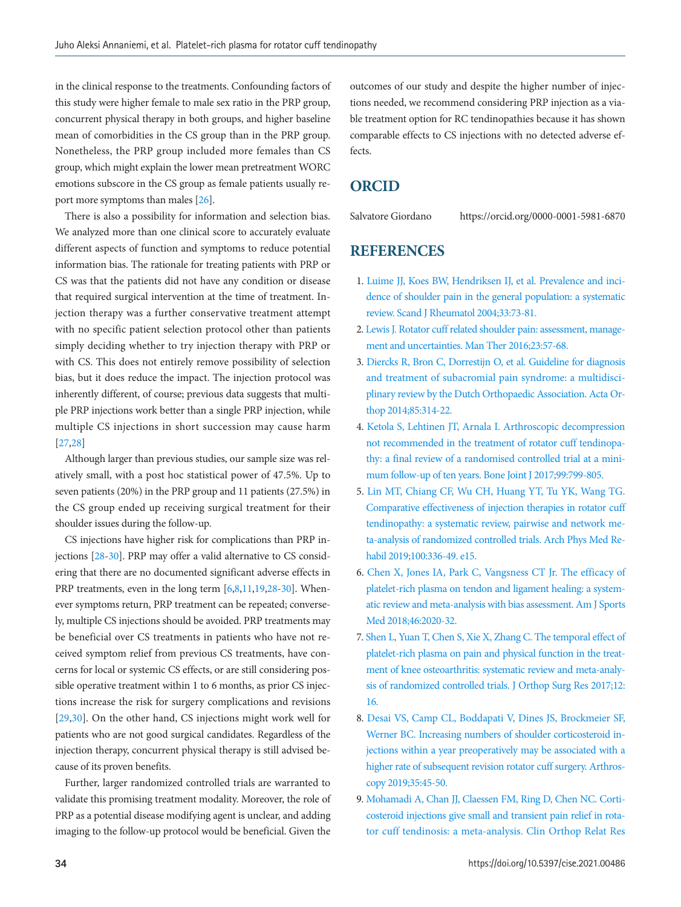in the clinical response to the treatments. Confounding factors of this study were higher female to male sex ratio in the PRP group, concurrent physical therapy in both groups, and higher baseline mean of comorbidities in the CS group than in the PRP group. Nonetheless, the PRP group included more females than CS group, which might explain the lower mean pretreatment WORC emotions subscore in the CS group as female patients usually report more symptoms than males [26].

There is also a possibility for information and selection bias. We analyzed more than one clinical score to accurately evaluate different aspects of function and symptoms to reduce potential information bias. The rationale for treating patients with PRP or CS was that the patients did not have any condition or disease that required surgical intervention at the time of treatment. Injection therapy was a further conservative treatment attempt with no specific patient selection protocol other than patients simply deciding whether to try injection therapy with PRP or with CS. This does not entirely remove possibility of selection bias, but it does reduce the impact. The injection protocol was inherently different, of course; previous data suggests that multiple PRP injections work better than a single PRP injection, while multiple CS injections in short succession may cause harm [27,28]

Although larger than previous studies, our sample size was relatively small, with a post hoc statistical power of 47.5%. Up to seven patients (20%) in the PRP group and 11 patients (27.5%) in the CS group ended up receiving surgical treatment for their shoulder issues during the follow-up.

CS injections have higher risk for complications than PRP injections [28-30]. PRP may offer a valid alternative to CS considering that there are no documented significant adverse effects in PRP treatments, even in the long term [6,8,11,19,28-30]. Whenever symptoms return, PRP treatment can be repeated; conversely, multiple CS injections should be avoided. PRP treatments may be beneficial over CS treatments in patients who have not received symptom relief from previous CS treatments, have concerns for local or systemic CS effects, or are still considering possible operative treatment within 1 to 6 months, as prior CS injections increase the risk for surgery complications and revisions [29,30]. On the other hand, CS injections might work well for patients who are not good surgical candidates. Regardless of the injection therapy, concurrent physical therapy is still advised because of its proven benefits.

Further, larger randomized controlled trials are warranted to validate this promising treatment modality. Moreover, the role of PRP as a potential disease modifying agent is unclear, and adding imaging to the follow-up protocol would be beneficial. Given the outcomes of our study and despite the higher number of injections needed, we recommend considering PRP injection as a viable treatment option for RC tendinopathies because it has shown comparable effects to CS injections with no detected adverse effects.

## ORCID

Salvatore Giordano https://orcid.org/0000-0001-5981-6870

## REFERENCES

1. Luime JJ, Koes BW, Hendriksen IJ, et al. Prevalence and incidence of shoulder pain in the general population: a systematic review. Scand J Rheumatol 2004;33:73-81.
2. Lewis J. Rotator cuff related shoulder pain: assessment, management and uncertainties. Man Ther 2016;23:57-68.
3. Diercks R, Bron C, Dorrestijn O, et al. Guideline for diagnosis and treatment of subacromial pain syndrome: a multidisciplinary review by the Dutch Orthopaedic Association. Acta Orthop 2014;85:314-22.
4. Ketola S, Lehtinen JT, Arnala I. Arthroscopic decompression not recommended in the treatment of rotator cuff tendinopathy: a final review of a randomised controlled trial at a minimum follow-up of ten years. Bone Joint J 2017;99:799-805.
5. Lin MT, Chiang CF, Wu CH, Huang YT, Tu YK, Wang TG. Comparative effectiveness of injection therapies in rotator cuff tendinopathy: a systematic review, pairwise and network meta-analysis of randomized controlled trials. Arch Phys Med Rehabil 2019;100:336-49. e15.
6. Chen X, Jones IA, Park C, Vangsness CT Jr. The efficacy of platelet-rich plasma on tendon and ligament healing: a systematic review and meta-analysis with bias assessment. Am J Sports Med 2018;46:2020-32.
7. Shen L, Yuan T, Chen S, Xie X, Zhang C. The temporal effect of platelet-rich plasma on pain and physical function in the treatment of knee osteoarthritis: systematic review and meta-analysis of randomized controlled trials. J Orthop Surg Res 2017;12:16.
8. Desai VS, Camp CL, Boddapati V, Dines JS, Brockmeier SF, Werner BC. Increasing numbers of shoulder corticosteroid injections within a year preoperatively may be associated with a higher rate of subsequent revision rotator cuff surgery. Arthroscopy 2019;35:45-50.
9. Mohamadi A, Chan JJ, Claessen FM, Ring D, Chen NC. Corticosteroid injections give small and transient pain relief in rotator cuff tendinosis: a meta-analysis. Clin Orthop Relat Res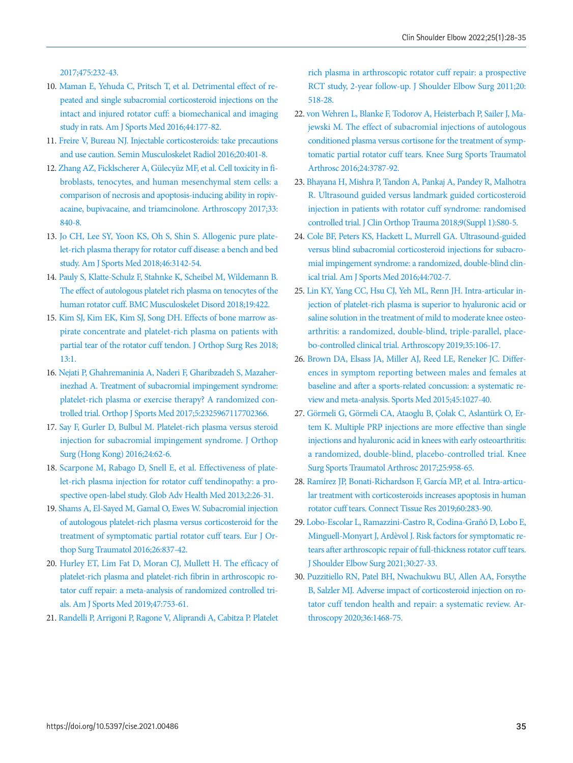2017;475:232-43.

10. Maman E, Yehuda C, Pritsch T, et al. Detrimental effect of repeated and single subacromial corticosteroid injections on the intact and injured rotator cuff: a biomechanical and imaging study in rats. Am J Sports Med 2016;44:177-82.
11. Freire V, Bureau NJ. Injectable corticosteroids: take precautions and use caution. Semin Musculoskelet Radiol 2016;20:401-8.
12. Zhang AZ, Ficklscherer A, Gülecyüz MF, et al. Cell toxicity in fibroblasts, tenocytes, and human mesenchymal stem cells: a comparison of necrosis and apoptosis-inducing ability in ropivacaine, bupivacaine, and triamcinolone. Arthroscopy 2017;33:840-8.
13. Jo CH, Lee SY, Yoon KS, Oh S, Shin S. Allogenic pure platelet-rich plasma therapy for rotator cuff disease: a bench and bed study. Am J Sports Med 2018;46:3142-54.
14. Pauly S, Klatte-Schulz F, Stahnke K, Scheibel M, Wildemann B. The effect of autologous platelet rich plasma on tenocytes of the human rotator cuff. BMC Musculoskelet Disord 2018;19:422.
15. Kim SJ, Kim EK, Kim SJ, Song DH. Effects of bone marrow aspirate concentrate and platelet-rich plasma on patients with partial tear of the rotator cuff tendon. J Orthop Surg Res 2018;13:1.
16. Nejati P, Ghahremaninia A, Naderi F, Gharibzadeh S, Mazaherinezhad A. Treatment of subacromial impingement syndrome: platelet-rich plasma or exercise therapy? A randomized controlled trial. Orthop J Sports Med 2017;5:2325967117702366.
17. Say F, Gurler D, Bulbul M. Platelet-rich plasma versus steroid injection for subacromial impingement syndrome. J Orthop Surg (Hong Kong) 2016;24:62-6.
18. Scarpone M, Rabago D, Snell E, et al. Effectiveness of platelet-rich plasma injection for rotator cuff tendinopathy: a prospective open-label study. Glob Adv Health Med 2013;2:26-31.
19. Shams A, El-Sayed M, Gamal O, Ewes W. Subacromial injection of autologous platelet-rich plasma versus corticosteroid for the treatment of symptomatic partial rotator cuff tears. Eur J Orthop Surg Traumatol 2016;26:837-42.
20. Hurley ET, Lim Fat D, Moran CJ, Mullett H. The efficacy of platelet-rich plasma and platelet-rich fibrin in arthroscopic rotator cuff repair: a meta-analysis of randomized controlled trials. Am J Sports Med 2019;47:753-61.
21. Randelli P, Arrigoni P, Ragone V, Aliprandi A, Cabitza P. Platelet rich plasma in arthroscopic rotator cuff repair: a prospective RCT study, 2-year follow-up. J Shoulder Elbow Surg 2011;20:518-28.
22. von Wehren L, Blanke F, Todorov A, Heisterbach P, Sailer J, Majewski M. The effect of subacromial injections of autologous conditioned plasma versus cortisone for the treatment of symptomatic partial rotator cuff tears. Knee Surg Sports Traumatol Arthrosc 2016;24:3787-92.
23. Bhayana H, Mishra P, Tandon A, Pankaj A, Pandey R, Malhotra R. Ultrasound guided versus landmark guided corticosteroid injection in patients with rotator cuff syndrome: randomised controlled trial. J Clin Orthop Trauma 2018;9(Suppl 1):S80-5.
24. Cole BF, Peters KS, Hackett L, Murrell GA. Ultrasound-guided versus blind subacromial corticosteroid injections for subacromial impingement syndrome: a randomized, double-blind clinical trial. Am J Sports Med 2016;44:702-7.
25. Lin KY, Yang CC, Hsu CJ, Yeh ML, Renn JH. Intra-articular injection of platelet-rich plasma is superior to hyaluronic acid or saline solution in the treatment of mild to moderate knee osteoarthritis: a randomized, double-blind, triple-parallel, placebo-controlled clinical trial. Arthroscopy 2019;35:106-17.
26. Brown DA, Elsass JA, Miller AJ, Reed LE, Reneker JC. Differences in symptom reporting between males and females at baseline and after a sports-related concussion: a systematic review and meta-analysis. Sports Med 2015;45:1027-40.
27. Görmeli G, Görmeli CA, Ataoglu B, Çolak C, Aslantürk O, Ertem K. Multiple PRP injections are more effective than single injections and hyaluronic acid in knees with early osteoarthritis: a randomized, double-blind, placebo-controlled trial. Knee Surg Sports Traumatol Arthrosc 2017;25:958-65.
28. Ramírez JP, Bonati-Richardson F, García MP, et al. Intra-articular treatment with corticosteroids increases apoptosis in human rotator cuff tears. Connect Tissue Res 2019;60:283-90.
29. Lobo-Escolar L, Ramazzini-Castro R, Codina-Grañó D, Lobo E, Minguell-Monyart J, Ardèvol J. Risk factors for symptomatic retears after arthroscopic repair of full-thickness rotator cuff tears. J Shoulder Elbow Surg 2021;30:27-33.
30. Puzzitiello RN, Patel BH, Nwachukwu BU, Allen AA, Forsythe B, Salzler MJ. Adverse impact of corticosteroid injection on rotator cuff tendon health and repair: a systematic review. Arthroscopy 2020;36:1468-75.